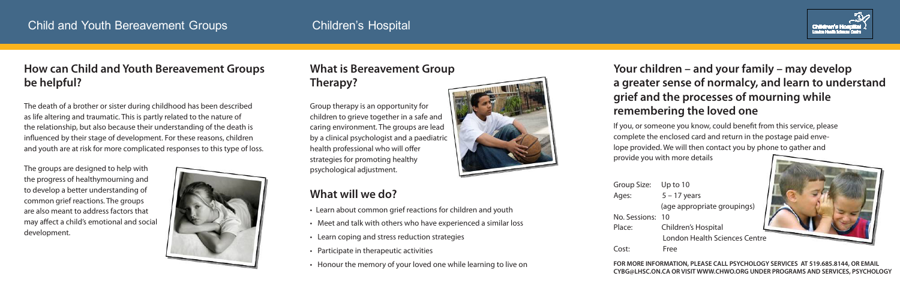## How can Child and Youth Bereavement Groups be helpful?

The death of a brother or sister during childhood has been described as life altering and traumatic. This is partly related to the nature of the relationship, but also because their understanding of the death is influenced by their stage of development. For these reasons, children and youth are at risk for more complicated responses to this type of loss.

The groups are designed to help with the progress of healthymourning and to develop a better understanding of common grief reactions. The groups are also meant to address factors that may affect a child's emotional and social development.

## What is Bereavement Group Therapy?

Group therapy is an opportunity for children to grieve together in a safe and caring environment. The groups are lead by a clinical psychologist and a paediatric health professional who will offer strategies for promoting healthy psychological adjustment.

## What will we do?

- Learn about common grief reactions for children and youth
- Meet and talk with others who have experienced a similar loss
- Learn coping and stress reduction strategies
- Participate in therapeutic activities
- Honour the memory of your loved one while learning to live on

## Your children – and your family – may develop a greater sense of normalcy, and learn to understand grief and the processes of mourning while remembering the loved one

If you, or someone you know, could benefit from this service, please complete the enclosed card and return in the postage paid envelope provided. We will then contact you by phone to gather and provide you with more details

| | |
|---|---|
| Group Size: | Up to 10 |
| Ages: | 5 – 17 years (age appropriate groupings) |
| No. Sessions: | 10 |
| Place: | Children's Hospital London Health Sciences Centre |
| Cost: | Free |

**FOR MORE INFORMATION, PLEASE CALL PSYCHOLOGY SERVICES AT 519.685.8144, OR EMAIL CYBG@LHSC.ON.CA OR VISIT WWW.CHWO.ORG UNDER PROGRAMS AND SERVICES, PSYCHOLOGY**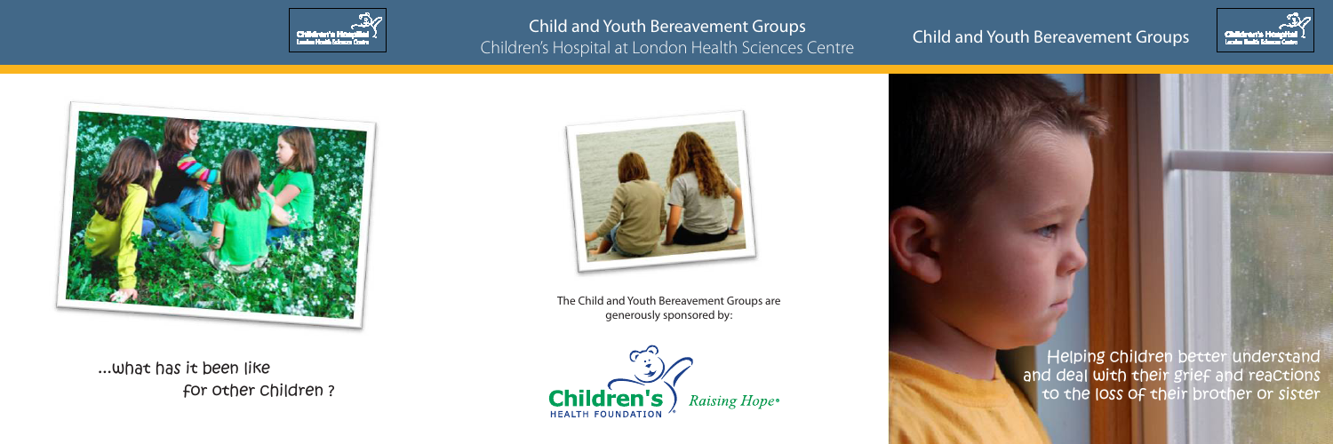# Child and Youth Bereavement Groups

Children's Hospital at London Health Sciences Centre

...what has it been like
for other children ?

The Child and Youth Bereavement Groups are generously sponsored by:

Children's HEALTH FOUNDATION *Raising Hope*®

# Child and Youth Bereavement Groups

Helping children better understand and deal with their grief and reactions to the loss of their brother or sister